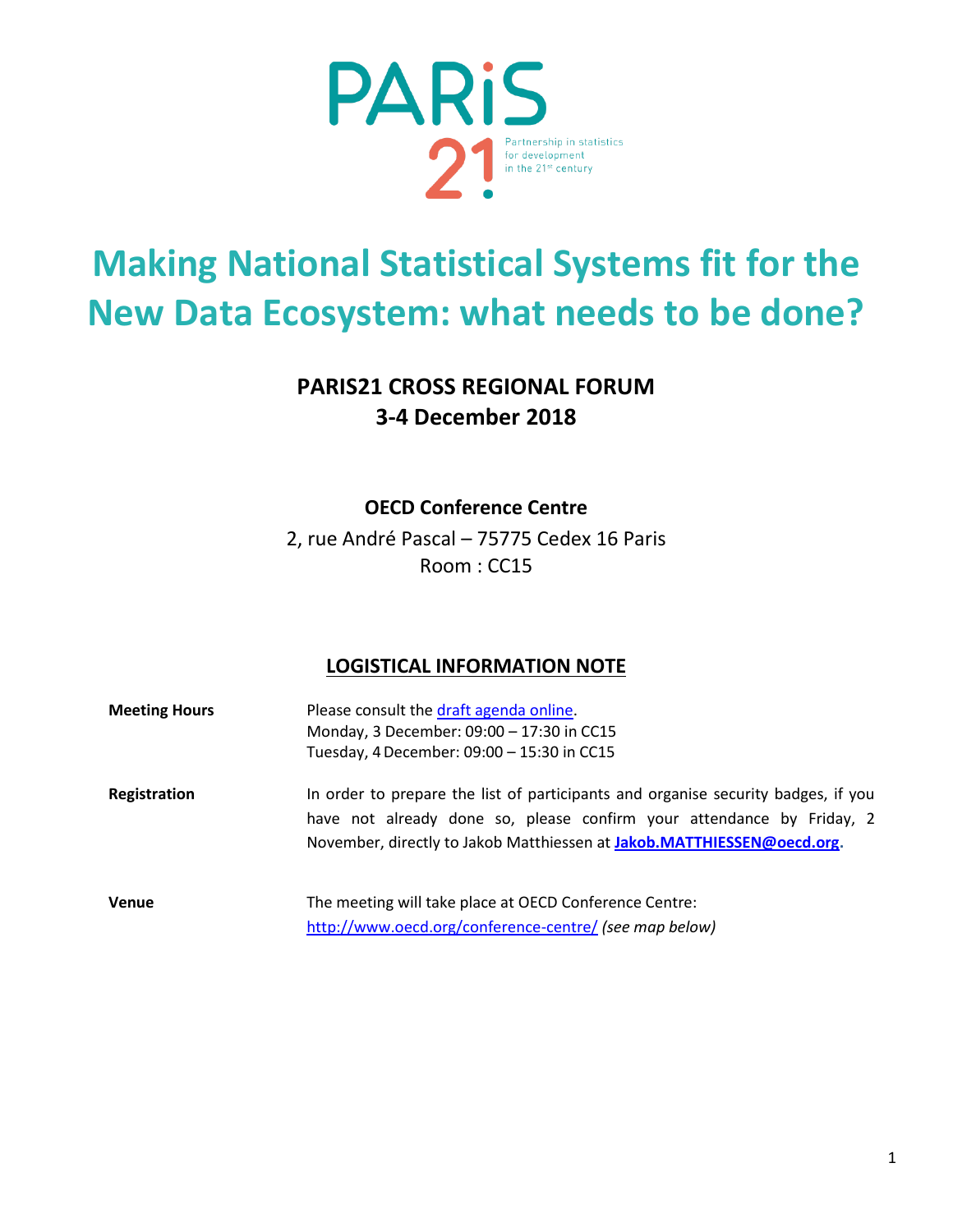PARiS 21

Partnership in statistics for development in the 21st century

# Making National Statistical Systems fit for the New Data Ecosystem: what needs to be done?

## PARIS21 CROSS REGIONAL FORUM
## 3-4 December 2018

**OECD Conference Centre**

2, rue André Pascal – 75775 Cedex 16 Paris
Room : CC15

## LOGISTICAL INFORMATION NOTE

**Meeting Hours**

Please consult the draft agenda online.
Monday, 3 December: 09:00 – 17:30 in CC15
Tuesday, 4 December: 09:00 – 15:30 in CC15

**Registration**

In order to prepare the list of participants and organise security badges, if you have not already done so, please confirm your attendance by Friday, 2 November, directly to Jakob Matthiessen at **Jakob.MATTHIESSEN@oecd.org.**

**Venue**

The meeting will take place at OECD Conference Centre:
http://www.oecd.org/conference-centre/ *(see map below)*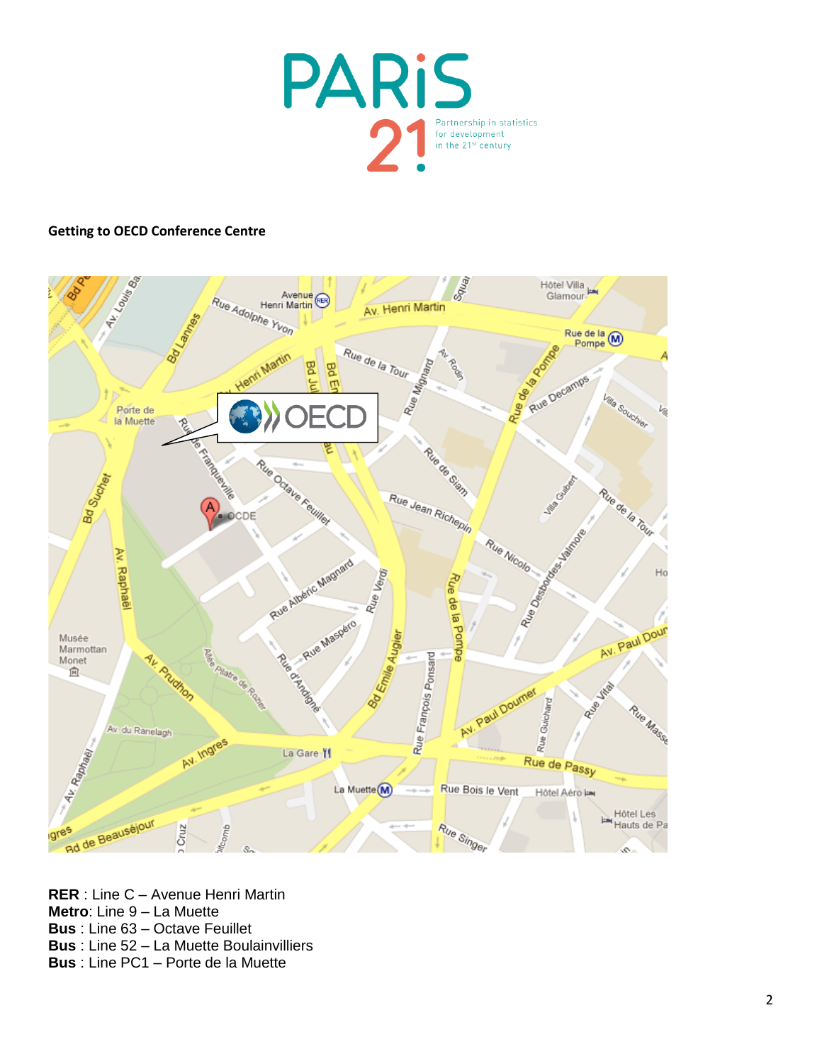**Getting to OECD Conference Centre**

**RER** : Line C – Avenue Henri Martin
**Metro**: Line 9 – La Muette
**Bus** : Line 63 – Octave Feuillet
**Bus** : Line 52 – La Muette Boulainvilliers
**Bus** : Line PC1 – Porte de la Muette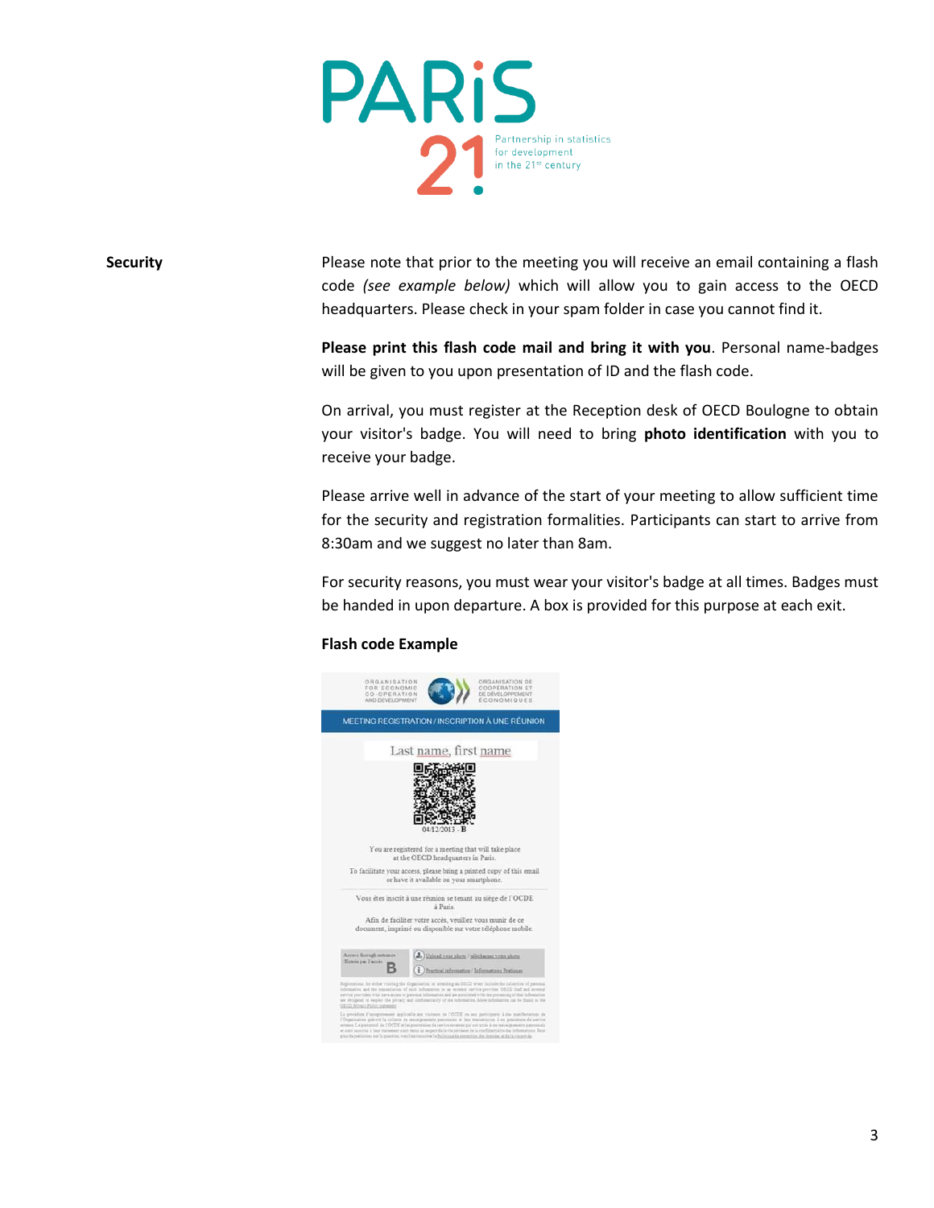**Security**

Please note that prior to the meeting you will receive an email containing a flash code *(see example below)* which will allow you to gain access to the OECD headquarters. Please check in your spam folder in case you cannot find it.

**Please print this flash code mail and bring it with you**. Personal name-badges will be given to you upon presentation of ID and the flash code.

On arrival, you must register at the Reception desk of OECD Boulogne to obtain your visitor's badge. You will need to bring **photo identification** with you to receive your badge.

Please arrive well in advance of the start of your meeting to allow sufficient time for the security and registration formalities. Participants can start to arrive from 8:30am and we suggest no later than 8am.

For security reasons, you must wear your visitor's badge at all times. Badges must be handed in upon departure. A box is provided for this purpose at each exit.

**Flash code Example**

ORGANISATION FOR ECONOMIC CO-OPERATION AND DEVELOPMENT | ORGANISATION DE COOPÉRATION ET DE DÉVELOPPEMENT ÉCONOMIQUES

MEETING REGISTRATION / INSCRIPTION À UNE RÉUNION

Last name, first name

04/12/2013 - B

You are registered for a meeting that will take place at the OECD headquarters in Paris.

To facilitate your access, please bring a printed copy of this email or have it available on your smartphone.

Vous êtes inscrit à une réunion se tenant au siège de l'OCDE à Paris.

Afin de faciliter votre accès, veuillez vous munir de ce document, imprimé ou disponible sur votre téléphone mobile.

Access through entrance / Entrée par l'accès: B

Upload your photo / Télécharger votre photo

Practical information / Informations Pratiques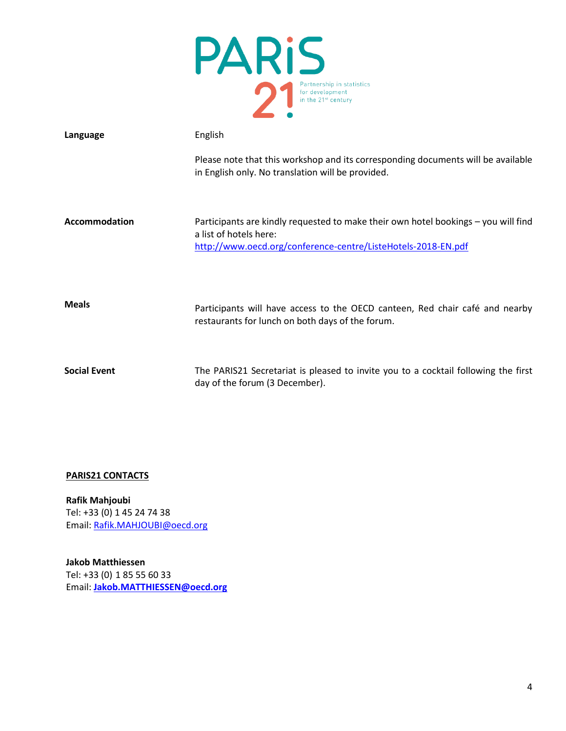PARIS21

Partnership in statistics for development in the 21st century

| | |
|---|---|
| **Language** | English<br><br>Please note that this workshop and its corresponding documents will be available in English only. No translation will be provided. |
| **Accommodation** | Participants are kindly requested to make their own hotel bookings – you will find a list of hotels here: [http://www.oecd.org/conference-centre/ListeHotels-2018-EN.pdf](http://www.oecd.org/conference-centre/ListeHotels-2018-EN.pdf) |
| **Meals** | Participants will have access to the OECD canteen, Red chair café and nearby restaurants for lunch on both days of the forum. |
| **Social Event** | The PARIS21 Secretariat is pleased to invite you to a cocktail following the first day of the forum (3 December). |

**PARIS21 CONTACTS**

**Rafik Mahjoubi**
Tel: +33 (0) 1 45 24 74 38
Email: [Rafik.MAHJOUBI@oecd.org](mailto:Rafik.MAHJOUBI@oecd.org)

**Jakob Matthiessen**
Tel: +33 (0) 1 85 55 60 33
Email: **[Jakob.MATTHIESSEN@oecd.org](mailto:Jakob.MATTHIESSEN@oecd.org)**